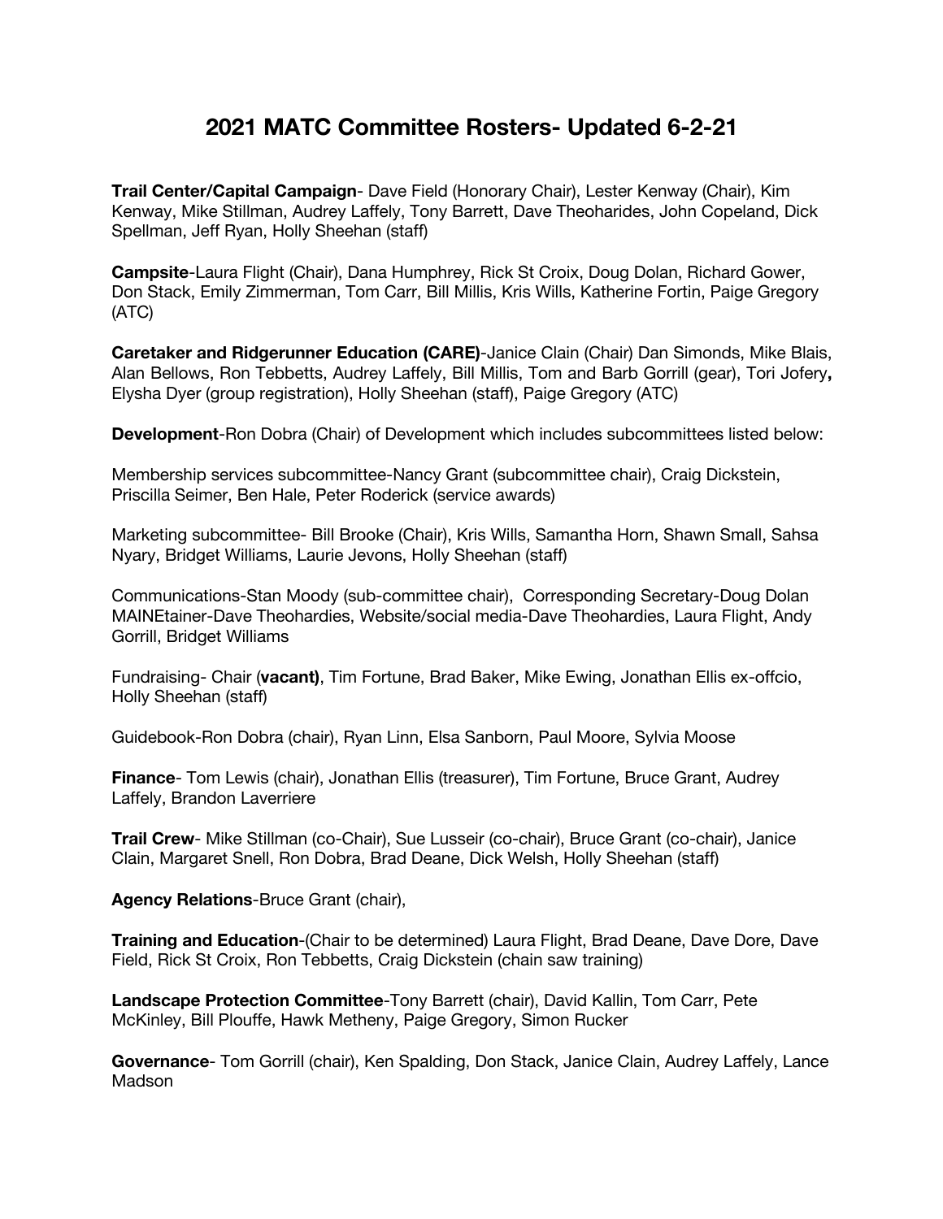# 2021 MATC Committee Rosters- Updated 6-2-21

**Trail Center/Capital Campaign**- Dave Field (Honorary Chair), Lester Kenway (Chair), Kim Kenway, Mike Stillman, Audrey Laffely, Tony Barrett, Dave Theoharides, John Copeland, Dick Spellman, Jeff Ryan, Holly Sheehan (staff)

**Campsite**-Laura Flight (Chair), Dana Humphrey, Rick St Croix, Doug Dolan, Richard Gower, Don Stack, Emily Zimmerman, Tom Carr, Bill Millis, Kris Wills, Katherine Fortin, Paige Gregory (ATC)

**Caretaker and Ridgerunner Education (CARE)**-Janice Clain (Chair) Dan Simonds, Mike Blais, Alan Bellows, Ron Tebbetts, Audrey Laffely, Bill Millis, Tom and Barb Gorrill (gear), Tori Jofery**,** Elysha Dyer (group registration), Holly Sheehan (staff), Paige Gregory (ATC)

**Development**-Ron Dobra (Chair) of Development which includes subcommittees listed below:

Membership services subcommittee-Nancy Grant (subcommittee chair), Craig Dickstein, Priscilla Seimer, Ben Hale, Peter Roderick (service awards)

Marketing subcommittee- Bill Brooke (Chair), Kris Wills, Samantha Horn, Shawn Small, Sahsa Nyary, Bridget Williams, Laurie Jevons, Holly Sheehan (staff)

Communications-Stan Moody (sub-committee chair), Corresponding Secretary-Doug Dolan MAINEtainer-Dave Theohardies, Website/social media-Dave Theohardies, Laura Flight, Andy Gorrill, Bridget Williams

Fundraising- Chair (**vacant)**, Tim Fortune, Brad Baker, Mike Ewing, Jonathan Ellis ex-offcio, Holly Sheehan (staff)

Guidebook-Ron Dobra (chair), Ryan Linn, Elsa Sanborn, Paul Moore, Sylvia Moose

**Finance**- Tom Lewis (chair), Jonathan Ellis (treasurer), Tim Fortune, Bruce Grant, Audrey Laffely, Brandon Laverriere

**Trail Crew**- Mike Stillman (co-Chair), Sue Lusseir (co-chair), Bruce Grant (co-chair), Janice Clain, Margaret Snell, Ron Dobra, Brad Deane, Dick Welsh, Holly Sheehan (staff)

**Agency Relations**-Bruce Grant (chair),

**Training and Education**-(Chair to be determined) Laura Flight, Brad Deane, Dave Dore, Dave Field, Rick St Croix, Ron Tebbetts, Craig Dickstein (chain saw training)

**Landscape Protection Committee**-Tony Barrett (chair), David Kallin, Tom Carr, Pete McKinley, Bill Plouffe, Hawk Metheny, Paige Gregory, Simon Rucker

**Governance**- Tom Gorrill (chair), Ken Spalding, Don Stack, Janice Clain, Audrey Laffely, Lance Madson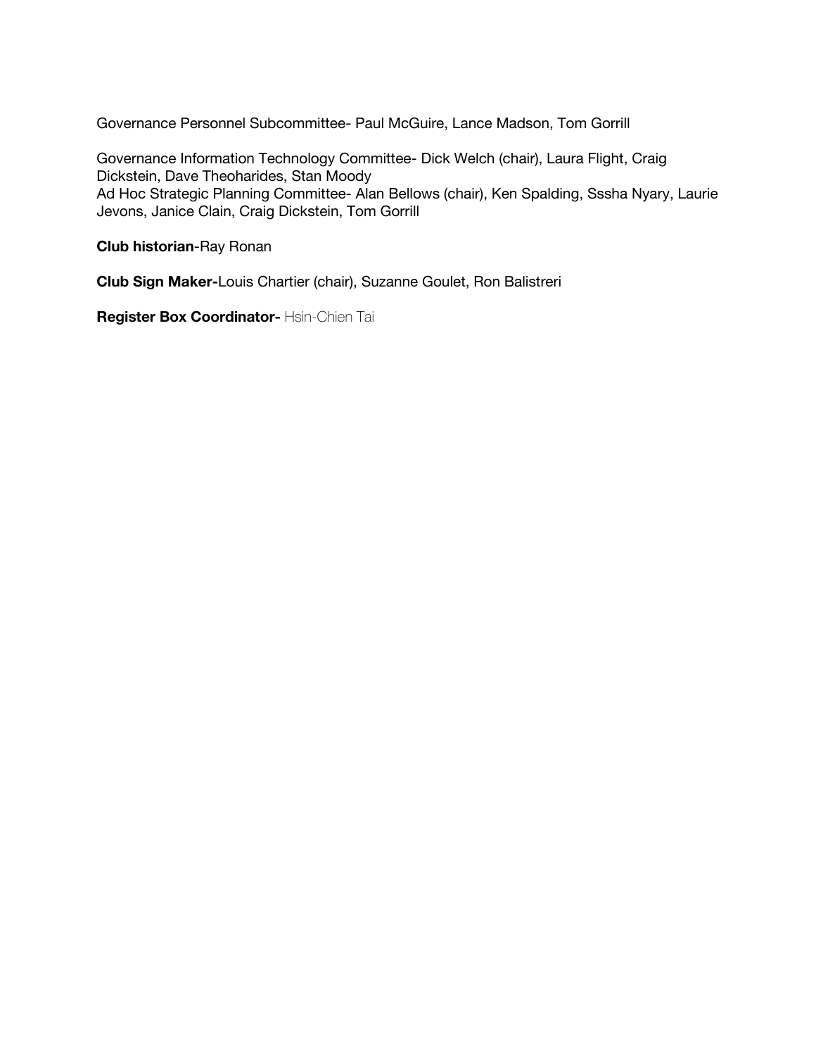Governance Personnel Subcommittee- Paul McGuire, Lance Madson, Tom Gorrill

Governance Information Technology Committee- Dick Welch (chair), Laura Flight, Craig Dickstein, Dave Theoharides, Stan Moody
Ad Hoc Strategic Planning Committee- Alan Bellows (chair), Ken Spalding, Sssha Nyary, Laurie Jevons, Janice Clain, Craig Dickstein, Tom Gorrill

**Club historian**-Ray Ronan

**Club Sign Maker-**Louis Chartier (chair), Suzanne Goulet, Ron Balistreri

**Register Box Coordinator-** Hsin-Chien Tai